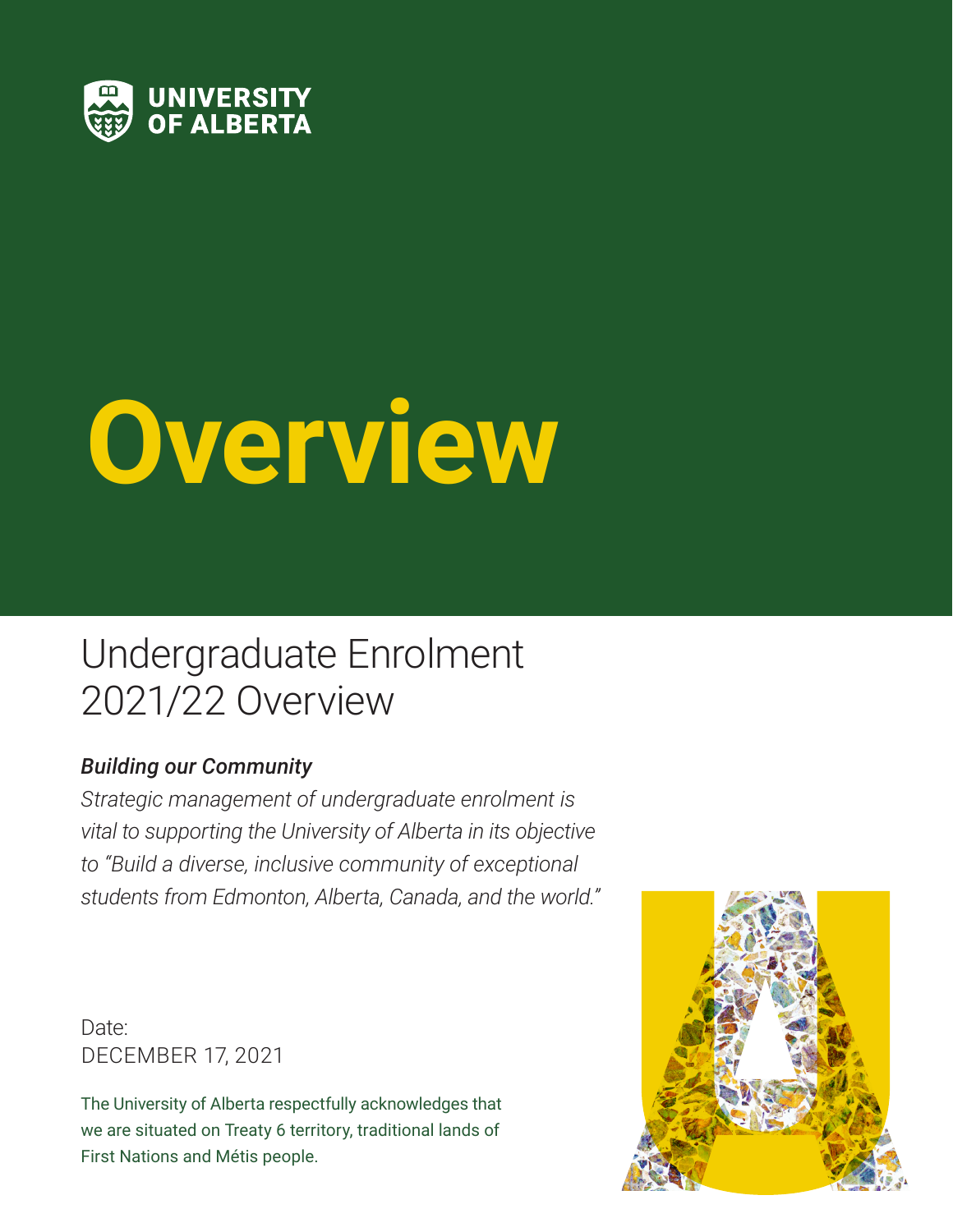UNIVERSITY OF ALBERTA

# Overview

## Undergraduate Enrolment 2021/22 Overview

***Building our Community***

*Strategic management of undergraduate enrolment is vital to supporting the University of Alberta in its objective to "Build a diverse, inclusive community of exceptional students from Edmonton, Alberta, Canada, and the world."*

Date:
DECEMBER 17, 2021

The University of Alberta respectfully acknowledges that we are situated on Treaty 6 territory, traditional lands of First Nations and Métis people.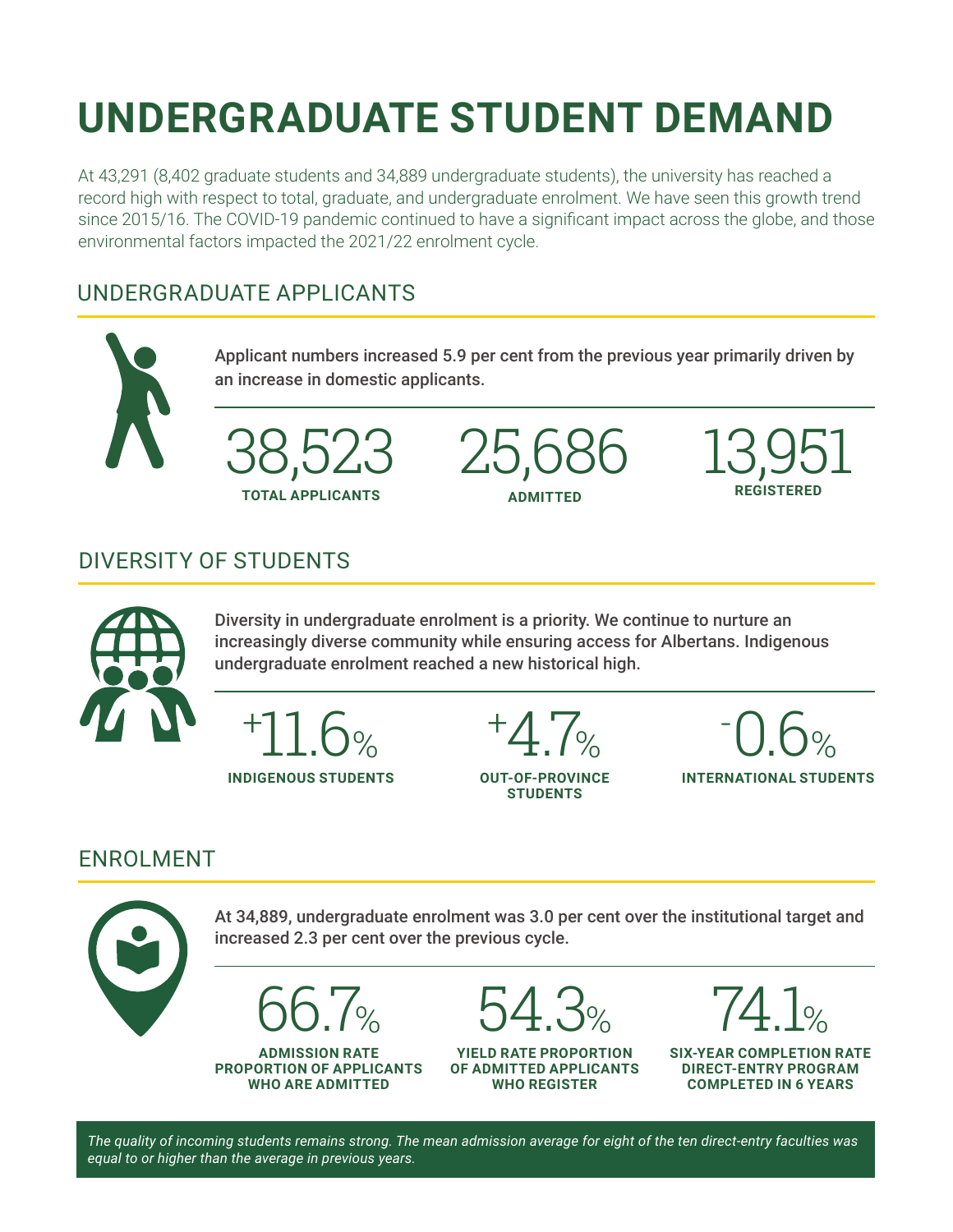# UNDERGRADUATE STUDENT DEMAND

At 43,291 (8,402 graduate students and 34,889 undergraduate students), the university has reached a record high with respect to total, graduate, and undergraduate enrolment. We have seen this growth trend since 2015/16. The COVID-19 pandemic continued to have a significant impact across the globe, and those environmental factors impacted the 2021/22 enrolment cycle.

## UNDERGRADUATE APPLICANTS

Applicant numbers increased 5.9 per cent from the previous year primarily driven by an increase in domestic applicants.

38,523
**TOTAL APPLICANTS**

25,686
**ADMITTED**

13,951
**REGISTERED**

## DIVERSITY OF STUDENTS

Diversity in undergraduate enrolment is a priority. We continue to nurture an increasingly diverse community while ensuring access for Albertans. Indigenous undergraduate enrolment reached a new historical high.

+11.6%
**INDIGENOUS STUDENTS**

+4.7%
**OUT-OF-PROVINCE STUDENTS**

-0.6%
**INTERNATIONAL STUDENTS**

## ENROLMENT

At 34,889, undergraduate enrolment was 3.0 per cent over the institutional target and increased 2.3 per cent over the previous cycle.

66.7%
**ADMISSION RATE PROPORTION OF APPLICANTS WHO ARE ADMITTED**

54.3%
**YIELD RATE PROPORTION OF ADMITTED APPLICANTS WHO REGISTER**

74.1%
**SIX-YEAR COMPLETION RATE DIRECT-ENTRY PROGRAM COMPLETED IN 6 YEARS**

*The quality of incoming students remains strong. The mean admission average for eight of the ten direct-entry faculties was equal to or higher than the average in previous years.*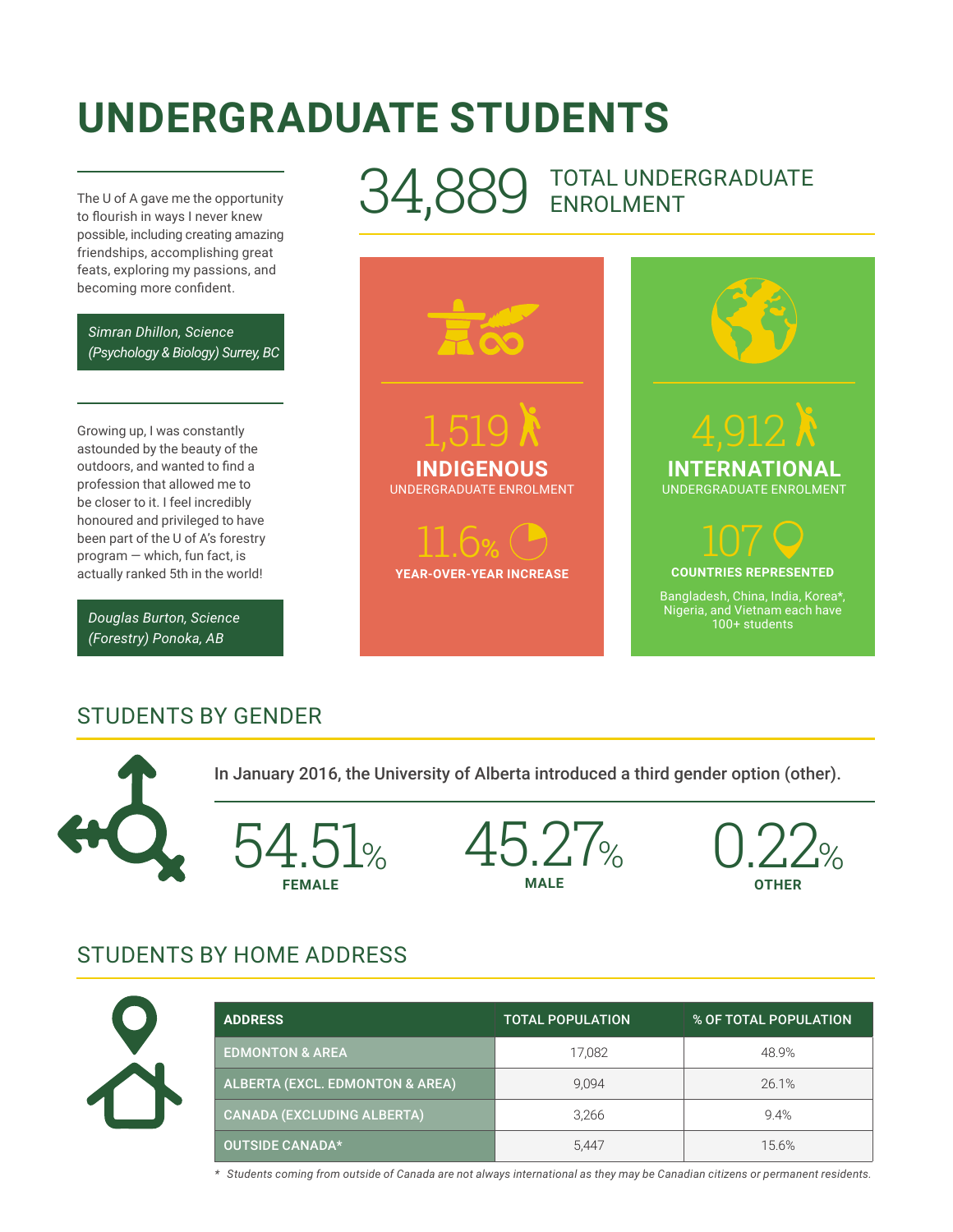# UNDERGRADUATE STUDENTS

The U of A gave me the opportunity to flourish in ways I never knew possible, including creating amazing friendships, accomplishing great feats, exploring my passions, and becoming more confident.

*Simran Dhillon, Science (Psychology & Biology) Surrey, BC*

Growing up, I was constantly astounded by the beauty of the outdoors, and wanted to find a profession that allowed me to be closer to it. I feel incredibly honoured and privileged to have been part of the U of A's forestry program — which, fun fact, is actually ranked 5th in the world!

*Douglas Burton, Science (Forestry) Ponoka, AB*

**34,889** TOTAL UNDERGRADUATE ENROLMENT

**1,519**
**INDIGENOUS**
UNDERGRADUATE ENROLMENT

**11.6%**
**YEAR-OVER-YEAR INCREASE**

**4,912**
**INTERNATIONAL**
UNDERGRADUATE ENROLMENT

**107**
**COUNTRIES REPRESENTED**

Bangladesh, China, India, Korea*, Nigeria, and Vietnam each have 100+ students

## STUDENTS BY GENDER

In January 2016, the University of Alberta introduced a third gender option (other).

**54.51%** FEMALE

**45.27%** MALE

**0.22%** OTHER

## STUDENTS BY HOME ADDRESS

| ADDRESS | TOTAL POPULATION | % OF TOTAL POPULATION |
|---|---|---|
| EDMONTON & AREA | 17,082 | 48.9% |
| ALBERTA (EXCL. EDMONTON & AREA) | 9,094 | 26.1% |
| CANADA (EXCLUDING ALBERTA) | 3,266 | 9.4% |
| OUTSIDE CANADA* | 5,447 | 15.6% |

*\* Students coming from outside of Canada are not always international as they may be Canadian citizens or permanent residents.*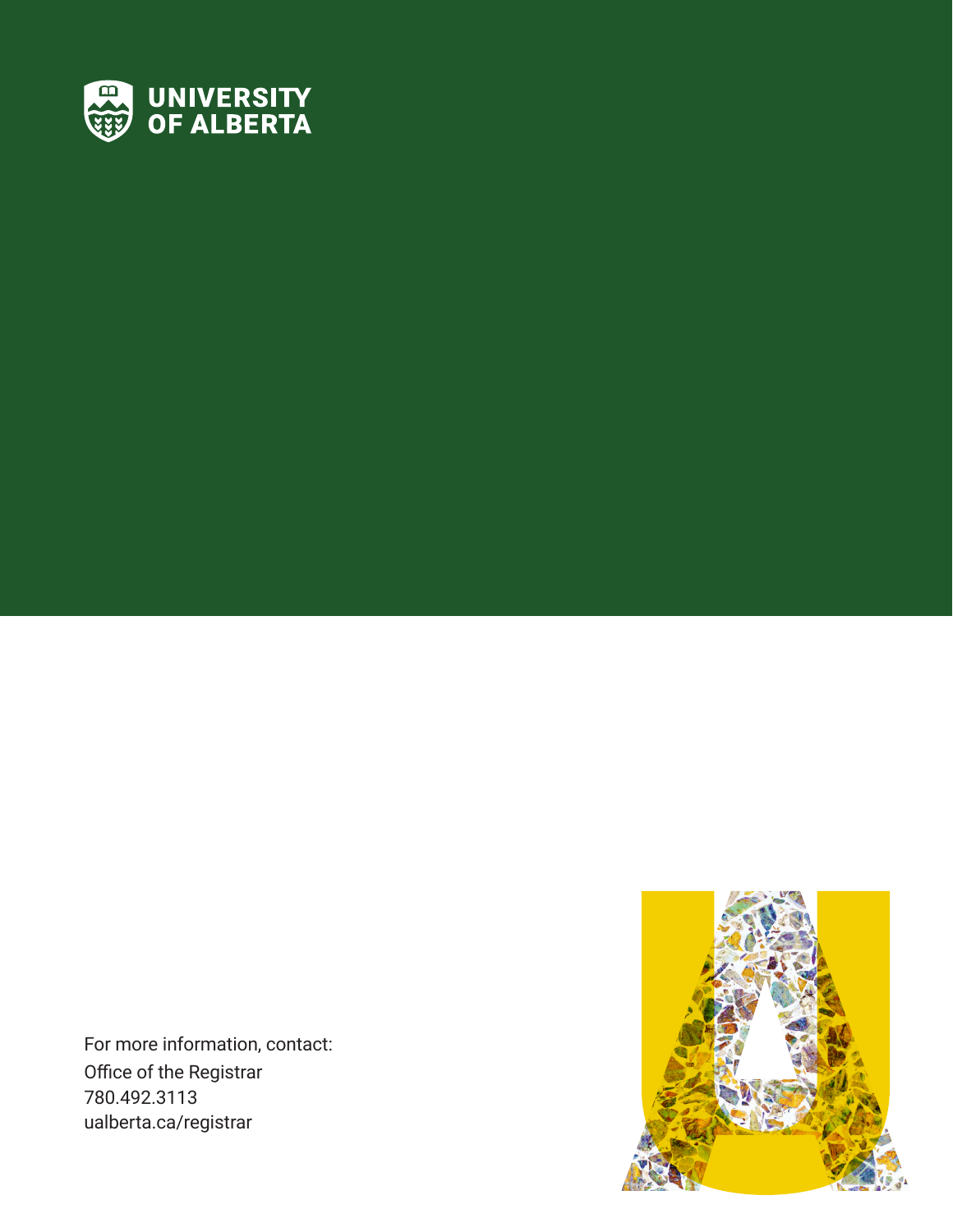UNIVERSITY OF ALBERTA

For more information, contact:
Office of the Registrar
780.492.3113
ualberta.ca/registrar